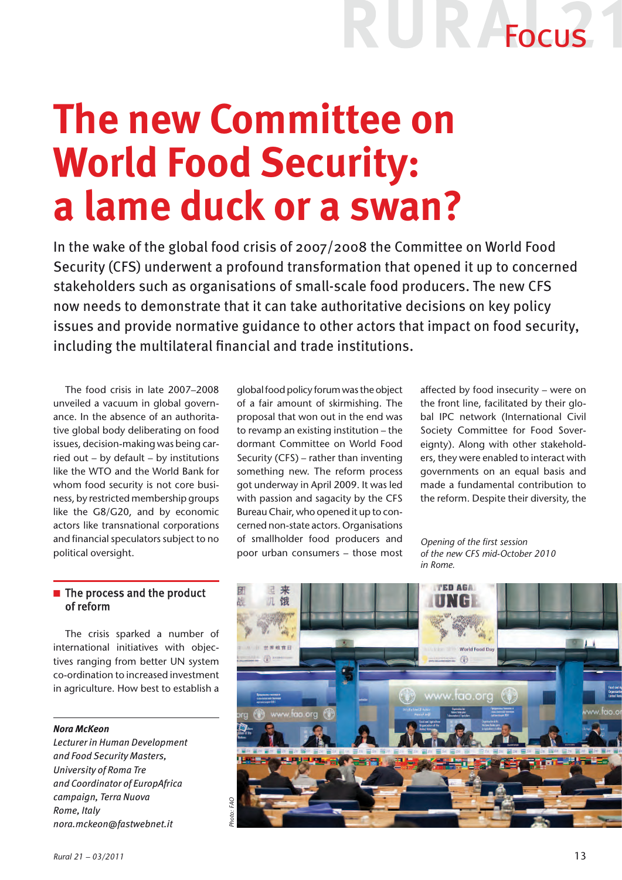# The new Committee on World Food Security: a lame duck or a swan?

In the wake of the global food crisis of 2007/2008 the Committee on World Food Security (CFS) underwent a profound transformation that opened it up to concerned stakeholders such as organisations of small-scale food producers. The new CFS now needs to demonstrate that it can take authoritative decisions on key policy issues and provide normative guidance to other actors that impact on food security, including the multilateral financial and trade institutions.

The food crisis in late 2007–2008 unveiled a vacuum in global governance. In the absence of an authoritative global body deliberating on food issues, decision-making was being carried out – by default – by institutions like the WTO and the World Bank for whom food security is not core business, by restricted membership groups like the G8/G20, and by economic actors like transnational corporations and financial speculators subject to no political oversight.

## The process and the product of reform

The crisis sparked a number of international initiatives with objectives ranging from better UN system co-ordination to increased investment in agriculture. How best to establish a global food policy forum was the object of a fair amount of skirmishing. The proposal that won out in the end was to revamp an existing institution – the dormant Committee on World Food Security (CFS) – rather than inventing something new. The reform process got underway in April 2009. It was led with passion and sagacity by the CFS Bureau Chair, who opened it up to concerned non-state actors. Organisations of smallholder food producers and poor urban consumers – those most affected by food insecurity – were on the front line, facilitated by their global IPC network (International Civil Society Committee for Food Sovereignty). Along with other stakeholders, they were enabled to interact with governments on an equal basis and made a fundamental contribution to the reform. Despite their diversity, the

*Opening of the first session of the new CFS mid-October 2010 in Rome.*

*Photo: FAO*

***Nora McKeon***
*Lecturer in Human Development and Food Security Masters, University of Roma Tre and Coordinator of EuropAfrica campaign, Terra Nuova Rome, Italy*
*nora.mckeon@fastwebnet.it*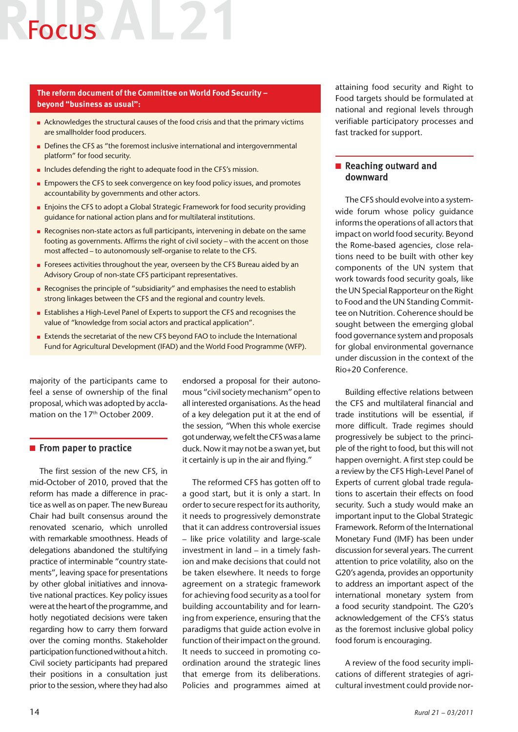**The reform document of the Committee on World Food Security – beyond "business as usual":**

- Acknowledges the structural causes of the food crisis and that the primary victims are smallholder food producers.
- Defines the CFS as "the foremost inclusive international and intergovernmental platform" for food security.
- Includes defending the right to adequate food in the CFS's mission.
- Empowers the CFS to seek convergence on key food policy issues, and promotes accountability by governments and other actors.
- Enjoins the CFS to adopt a Global Strategic Framework for food security providing guidance for national action plans and for multilateral institutions.
- Recognises non-state actors as full participants, intervening in debate on the same footing as governments. Affirms the right of civil society – with the accent on those most affected – to autonomously self-organise to relate to the CFS.
- Foresees activities throughout the year, overseen by the CFS Bureau aided by an Advisory Group of non-state CFS participant representatives.
- Recognises the principle of "subsidiarity" and emphasises the need to establish strong linkages between the CFS and the regional and country levels.
- Establishes a High-Level Panel of Experts to support the CFS and recognises the value of "knowledge from social actors and practical application".
- Extends the secretariat of the new CFS beyond FAO to include the International Fund for Agricultural Development (IFAD) and the World Food Programme (WFP).

majority of the participants came to feel a sense of ownership of the final proposal, which was adopted by acclamation on the 17th October 2009.

## From paper to practice

The first session of the new CFS, in mid-October of 2010, proved that the reform has made a difference in practice as well as on paper. The new Bureau Chair had built consensus around the renovated scenario, which unrolled with remarkable smoothness. Heads of delegations abandoned the stultifying practice of interminable "country statements", leaving space for presentations by other global initiatives and innovative national practices. Key policy issues were at the heart of the programme, and hotly negotiated decisions were taken regarding how to carry them forward over the coming months. Stakeholder participation functioned without a hitch. Civil society participants had prepared their positions in a consultation just prior to the session, where they had also endorsed a proposal for their autonomous "civil society mechanism" open to all interested organisations. As the head of a key delegation put it at the end of the session, "When this whole exercise got underway, we felt the CFS was a lame duck. Now it may not be a swan yet, but it certainly is up in the air and flying."

The reformed CFS has gotten off to a good start, but it is only a start. In order to secure respect for its authority, it needs to progressively demonstrate that it can address controversial issues – like price volatility and large-scale investment in land – in a timely fashion and make decisions that could not be taken elsewhere. It needs to forge agreement on a strategic framework for achieving food security as a tool for building accountability and for learning from experience, ensuring that the paradigms that guide action evolve in function of their impact on the ground. It needs to succeed in promoting coordination around the strategic lines that emerge from its deliberations. Policies and programmes aimed at attaining food security and Right to Food targets should be formulated at national and regional levels through verifiable participatory processes and fast tracked for support.

## Reaching outward and downward

The CFS should evolve into a system-wide forum whose policy guidance informs the operations of all actors that impact on world food security. Beyond the Rome-based agencies, close relations need to be built with other key components of the UN system that work towards food security goals, like the UN Special Rapporteur on the Right to Food and the UN Standing Committee on Nutrition. Coherence should be sought between the emerging global food governance system and proposals for global environmental governance under discussion in the context of the Rio+20 Conference.

Building effective relations between the CFS and multilateral financial and trade institutions will be essential, if more difficult. Trade regimes should progressively be subject to the principle of the right to food, but this will not happen overnight. A first step could be a review by the CFS High-Level Panel of Experts of current global trade regulations to ascertain their effects on food security. Such a study would make an important input to the Global Strategic Framework. Reform of the International Monetary Fund (IMF) has been under discussion for several years. The current attention to price volatility, also on the G20's agenda, provides an opportunity to address an important aspect of the international monetary system from a food security standpoint. The G20's acknowledgement of the CFS's status as the foremost inclusive global policy food forum is encouraging.

A review of the food security implications of different strategies of agricultural investment could provide nor-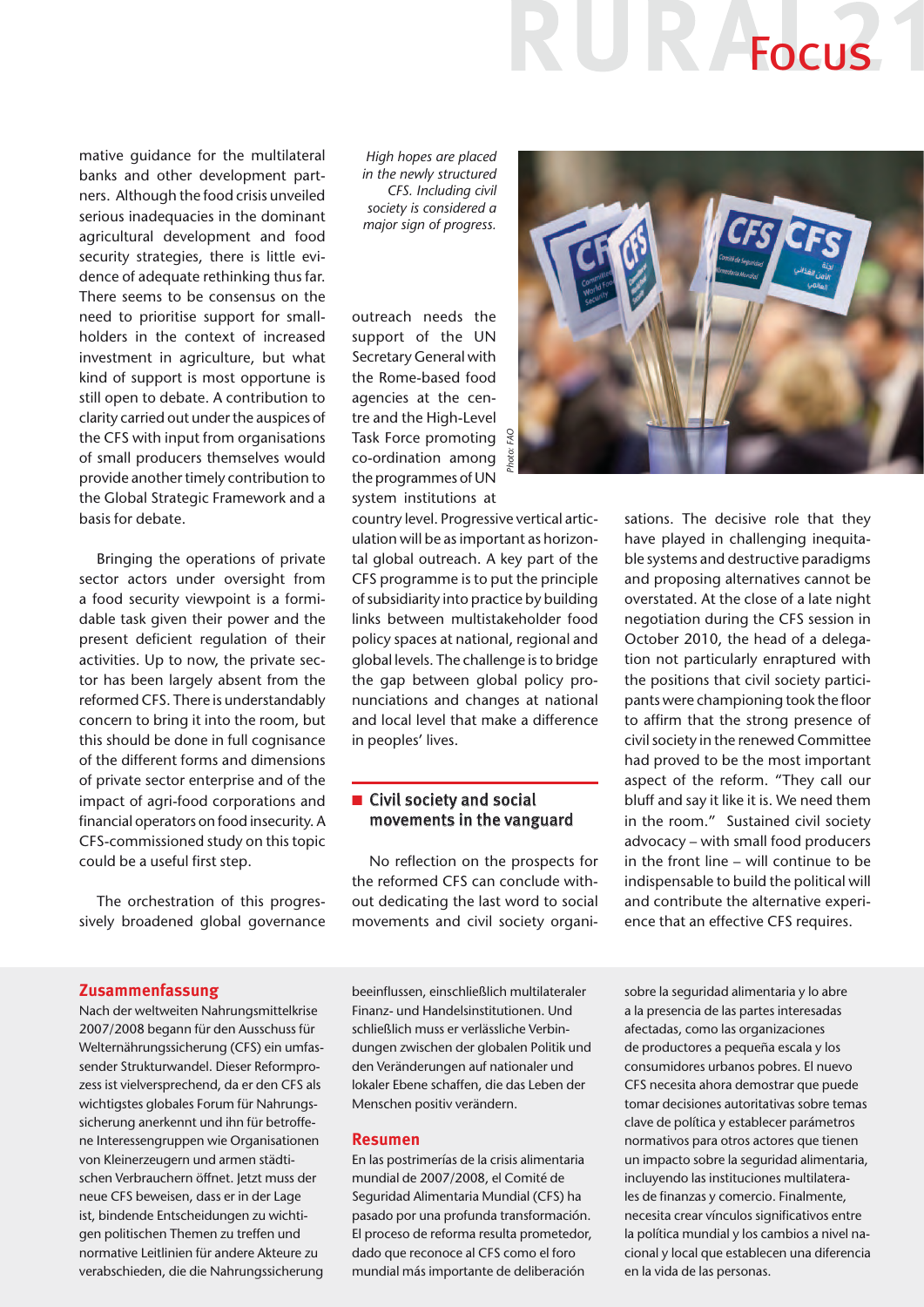mative guidance for the multilateral banks and other development partners. Although the food crisis unveiled serious inadequacies in the dominant agricultural development and food security strategies, there is little evidence of adequate rethinking thus far. There seems to be consensus on the need to prioritise support for smallholders in the context of increased investment in agriculture, but what kind of support is most opportune is still open to debate. A contribution to clarity carried out under the auspices of the CFS with input from organisations of small producers themselves would provide another timely contribution to the Global Strategic Framework and a basis for debate.

Bringing the operations of private sector actors under oversight from a food security viewpoint is a formidable task given their power and the present deficient regulation of their activities. Up to now, the private sector has been largely absent from the reformed CFS. There is understandably concern to bring it into the room, but this should be done in full cognisance of the different forms and dimensions of private sector enterprise and of the impact of agri-food corporations and financial operators on food insecurity. A CFS-commissioned study on this topic could be a useful first step.

The orchestration of this progressively broadened global governance outreach needs the support of the UN Secretary General with the Rome-based food agencies at the centre and the High-Level Task Force promoting co-ordination among the programmes of UN system institutions at country level. Progressive vertical articulation will be as important as horizontal global outreach. A key part of the CFS programme is to put the principle of subsidiarity into practice by building links between multistakeholder food policy spaces at national, regional and global levels. The challenge is to bridge the gap between global policy pronunciations and changes at national and local level that make a difference in peoples' lives.

*High hopes are placed in the newly structured CFS. Including civil society is considered a major sign of progress.*

Photo: FAO

## Civil society and social movements in the vanguard

No reflection on the prospects for the reformed CFS can conclude without dedicating the last word to social movements and civil society organisations. The decisive role that they have played in challenging inequitable systems and destructive paradigms and proposing alternatives cannot be overstated. At the close of a late night negotiation during the CFS session in October 2010, the head of a delegation not particularly enraptured with the positions that civil society participants were championing took the floor to affirm that the strong presence of civil society in the renewed Committee had proved to be the most important aspect of the reform. "They call our bluff and say it like it is. We need them in the room." Sustained civil society advocacy – with small food producers in the front line – will continue to be indispensable to build the political will and contribute the alternative experience that an effective CFS requires.

**Zusammenfassung**

Nach der weltweiten Nahrungsmittelkrise 2007/2008 begann für den Ausschuss für Welternährungssicherung (CFS) ein umfassender Strukturwandel. Dieser Reformprozess ist vielversprechend, da er den CFS als wichtigstes globales Forum für Nahrungssicherung anerkennt und ihn für betroffene Interessengruppen wie Organisationen von Kleinerzeugern und armen städtischen Verbrauchern öffnet. Jetzt muss der neue CFS beweisen, dass er in der Lage ist, bindende Entscheidungen zu wichtigen politischen Themen zu treffen und normative Leitlinien für andere Akteure zu verabschieden, die die Nahrungssicherung beeinflussen, einschließlich multilateraler Finanz- und Handelsinstitutionen. Und schließlich muss er verlässliche Verbindungen zwischen der globalen Politik und den Veränderungen auf nationaler und lokaler Ebene schaffen, die das Leben der Menschen positiv verändern.

**Resumen**

En las postrimerías de la crisis alimentaria mundial de 2007/2008, el Comité de Seguridad Alimentaria Mundial (CFS) ha pasado por una profunda transformación. El proceso de reforma resulta prometedor, dado que reconoce al CFS como el foro mundial más importante de deliberación sobre la seguridad alimentaria y lo abre a la presencia de las partes interesadas afectadas, como las organizaciones de productores a pequeña escala y los consumidores urbanos pobres. El nuevo CFS necesita ahora demostrar que puede tomar decisiones autoritativas sobre temas clave de política y establecer parámetros normativos para otros actores que tienen un impacto sobre la seguridad alimentaria, incluyendo las instituciones multilaterales de finanzas y comercio. Finalmente, necesita crear vínculos significativos entre la política mundial y los cambios a nivel nacional y local que establecen una diferencia en la vida de las personas.